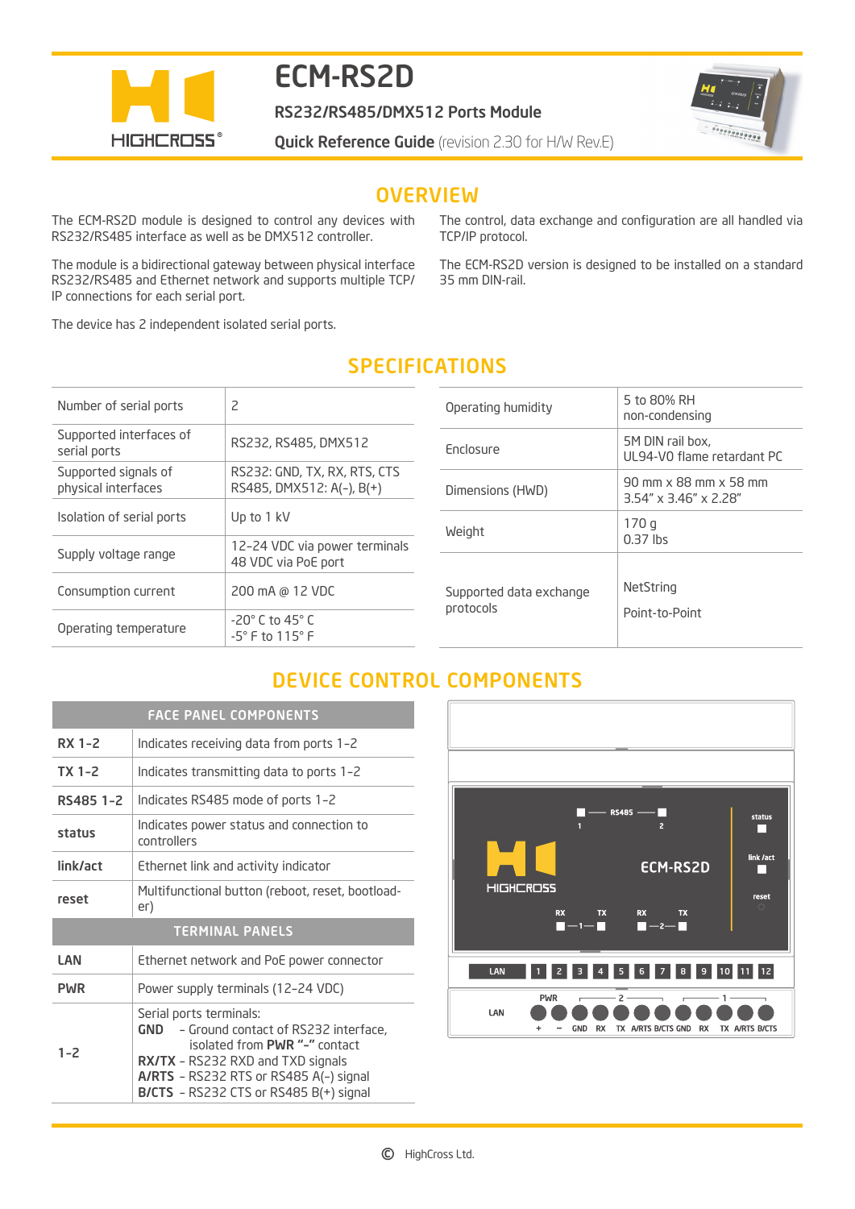# ECM-RS2D

**RS232/RS485/DMX512 Ports Module**

**Quick Reference Guide** (revision 2.30 for H/W Rev.E)

## OVERVIEW

The ECM-RS2D module is designed to control any devices with RS232/RS485 interface as well as be DMX512 controller.

The module is a bidirectional gateway between physical interface RS232/RS485 and Ethernet network and supports multiple TCP/IP connections for each serial port.

The device has 2 independent isolated serial ports.

The control, data exchange and configuration are all handled via TCP/IP protocol.

The ECM-RS2D version is designed to be installed on a standard 35 mm DIN-rail.

## SPECIFICATIONS

| | |
|---|---|
| Number of serial ports | 2 |
| Supported interfaces of serial ports | RS232, RS485, DMX512 |
| Supported signals of physical interfaces | RS232: GND, TX, RX, RTS, CTS<br>RS485, DMX512: A(-), B(+) |
| Isolation of serial ports | Up to 1 kV |
| Supply voltage range | 12-24 VDC via power terminals<br>48 VDC via PoE port |
| Consumption current | 200 mA @ 12 VDC |
| Operating temperature | -20° C to 45° C<br>-5° F to 115° F |

| | |
|---|---|
| Operating humidity | 5 to 80% RH<br>non-condensing |
| Enclosure | 5M DIN rail box,<br>UL94-V0 flame retardant PC |
| Dimensions (HWD) | 90 mm x 88 mm x 58 mm<br>3.54" x 3.46" x 2.28" |
| Weight | 170 g<br>0.37 lbs |
| Supported data exchange protocols | NetString<br>Point-to-Point |

## DEVICE CONTROL COMPONENTS

| FACE PANEL COMPONENTS | |
|---|---|
| **RX 1-2** | Indicates receiving data from ports 1-2 |
| **TX 1-2** | Indicates transmitting data to ports 1-2 |
| **RS485 1-2** | Indicates RS485 mode of ports 1-2 |
| **status** | Indicates power status and connection to controllers |
| **link/act** | Ethernet link and activity indicator |
| **reset** | Multifunctional button (reboot, reset, bootloader) |
| **TERMINAL PANELS** | |
| **LAN** | Ethernet network and PoE power connector |
| **PWR** | Power supply terminals (12-24 VDC) |
| **1-2** | Serial ports terminals:<br>**GND** – Ground contact of RS232 interface, isolated from **PWR "-"** contact<br>**RX/TX** – RS232 RXD and TXD signals<br>**A/RTS** – RS232 RTS or RS485 A(-) signal<br>**B/CTS** – RS232 CTS or RS485 B(+) signal |

© HighCross Ltd.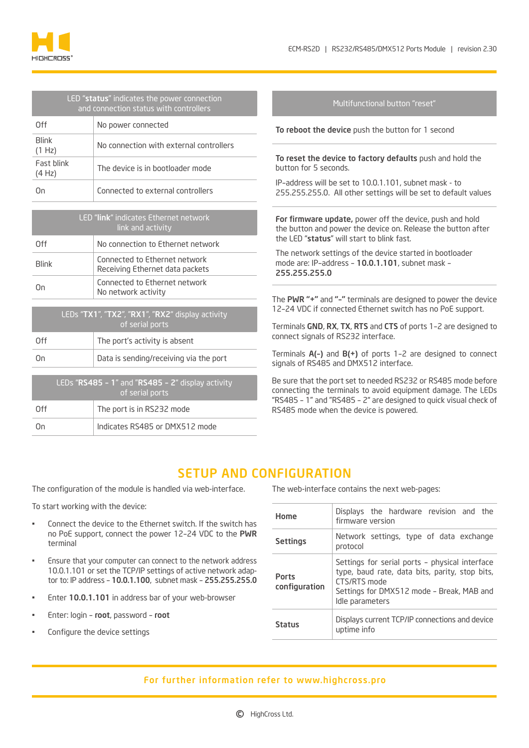| LED “**status**” indicates the power connection and connection status with controllers | |
|---|---|
| Off | No power connected |
| Blink (1 Hz) | No connection with external controllers |
| Fast blink (4 Hz) | The device is in bootloader mode |
| On | Connected to external controllers |

| LED “**link**” indicates Ethernet network link and activity | |
|---|---|
| Off | No connection to Ethernet network |
| Blink | Connected to Ethernet network<br>Receiving Ethernet data packets |
| On | Connected to Ethernet network<br>No network activity |

| LEDs “**TX1**”, “**TX2**”, “**RX1**”, “**RX2**” display activity of serial ports | |
|---|---|
| Off | The port’s activity is absent |
| On | Data is sending/receiving via the port |

| LEDs “**RS485 - 1**” and “**RS485 - 2**” display activity of serial ports | |
|---|---|
| Off | The port is in RS232 mode |
| On | Indicates RS485 or DMX512 mode |

**Multifunctional button “reset”**

**To reboot the device** push the button for 1 second

**To reset the device to factory defaults** push and hold the button for 5 seconds.

IP-address will be set to 10.0.1.101, subnet mask - to 255.255.255.0. All other settings will be set to default values

**For firmware update,** power off the device, push and hold the button and power the device on. Release the button after the LED “**status**” will start to blink fast.

The network settings of the device started in bootloader mode are: IP-address – **10.0.1.101**, subnet mask – **255.255.255.0**

The **PWR “+”** and **“-”** terminals are designed to power the device 12-24 VDC if connected Ethernet switch has no PoE support.

Terminals **GND**, **RX**, **TX**, **RTS** and **CTS** of ports 1-2 are designed to connect signals of RS232 interface.

Terminals **A(-)** and **B(+)** of ports 1-2 are designed to connect signals of RS485 and DMX512 interface.

Be sure that the port set to needed RS232 or RS485 mode before connecting the terminals to avoid equipment damage. The LEDs “RS485 – 1” and “RS485 – 2” are designed to quick visual check of RS485 mode when the device is powered.

## SETUP AND CONFIGURATION

The configuration of the module is handled via web-interface.

To start working with the device:

- Connect the device to the Ethernet switch. If the switch has no PoE support, connect the power 12-24 VDC to the **PWR** terminal
- Ensure that your computer can connect to the network address 10.0.1.101 or set the TCP/IP settings of active network adaptor to: IP address – **10.0.1.100**, subnet mask – **255.255.255.0**
- Enter **10.0.1.101** in address bar of your web-browser
- Enter: login – **root**, password – **root**
- Configure the device settings

The web-interface contains the next web-pages:

| | |
|---|---|
| **Home** | Displays the hardware revision and the firmware version |
| **Settings** | Network settings, type of data exchange protocol |
| **Ports configuration** | Settings for serial ports – physical interface type, baud rate, data bits, parity, stop bits, CTS/RTS mode<br>Settings for DMX512 mode – Break, MAB and Idle parameters |
| **Status** | Displays current TCP/IP connections and device uptime info |

For further information refer to www.highcross.pro

© HighCross Ltd.